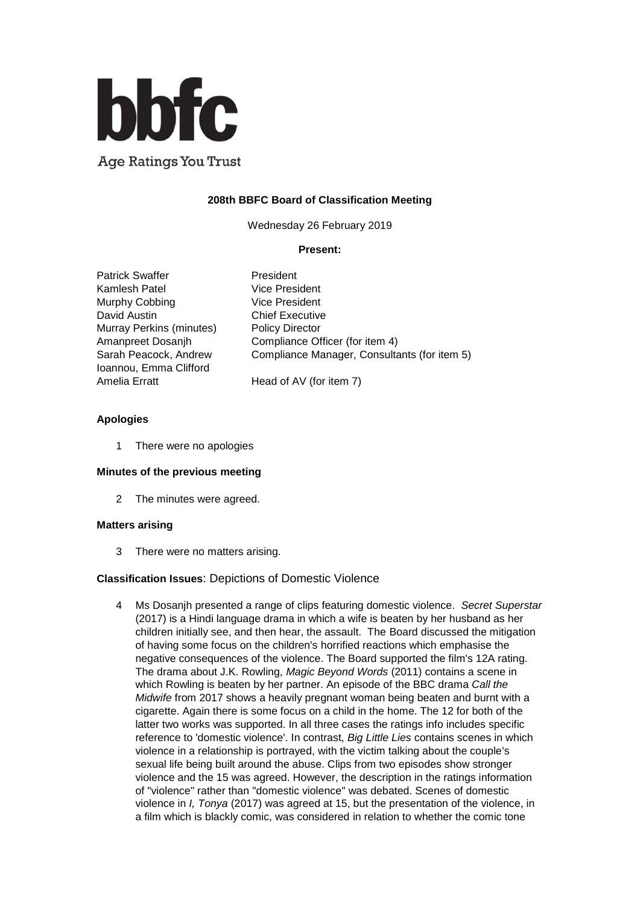**bbfc**

Age Ratings You Trust

**208th BBFC Board of Classification Meeting**

Wednesday 26 February 2019

**Present:**

| | |
|---|---|
| Patrick Swaffer | President |
| Kamlesh Patel | Vice President |
| Murphy Cobbing | Vice President |
| David Austin | Chief Executive |
| Murray Perkins (minutes) | Policy Director |
| Amanpreet Dosanjh | Compliance Officer (for item 4) |
| Sarah Peacock, Andrew Ioannou, Emma Clifford | Compliance Manager, Consultants (for item 5) |
| Amelia Erratt | Head of AV (for item 7) |

**Apologies**

1 There were no apologies

**Minutes of the previous meeting**

2 The minutes were agreed.

**Matters arising**

3 There were no matters arising.

**Classification Issues**: Depictions of Domestic Violence

4 Ms Dosanjh presented a range of clips featuring domestic violence. *Secret Superstar* (2017) is a Hindi language drama in which a wife is beaten by her husband as her children initially see, and then hear, the assault. The Board discussed the mitigation of having some focus on the children's horrified reactions which emphasise the negative consequences of the violence. The Board supported the film's 12A rating. The drama about J.K. Rowling, *Magic Beyond Words* (2011) contains a scene in which Rowling is beaten by her partner. An episode of the BBC drama *Call the Midwife* from 2017 shows a heavily pregnant woman being beaten and burnt with a cigarette. Again there is some focus on a child in the home. The 12 for both of the latter two works was supported. In all three cases the ratings info includes specific reference to 'domestic violence'. In contrast, *Big Little Lies* contains scenes in which violence in a relationship is portrayed, with the victim talking about the couple's sexual life being built around the abuse. Clips from two episodes show stronger violence and the 15 was agreed. However, the description in the ratings information of "violence" rather than "domestic violence" was debated. Scenes of domestic violence in *I, Tonya* (2017) was agreed at 15, but the presentation of the violence, in a film which is blackly comic, was considered in relation to whether the comic tone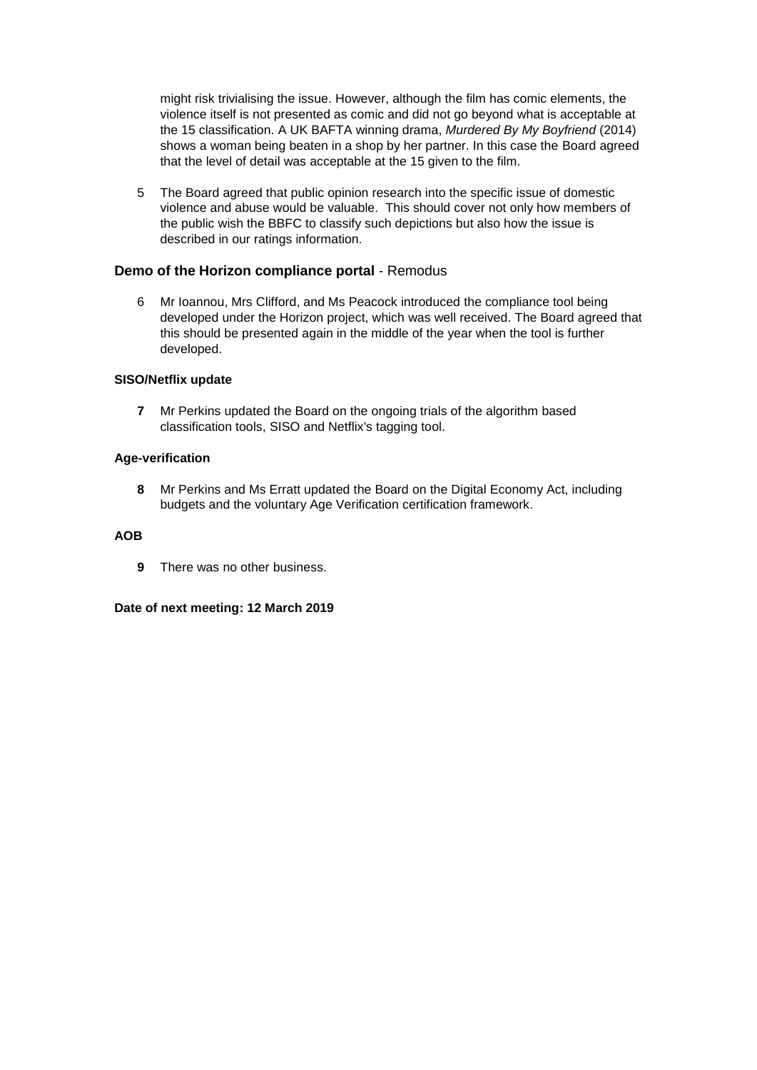might risk trivialising the issue. However, although the film has comic elements, the violence itself is not presented as comic and did not go beyond what is acceptable at the 15 classification. A UK BAFTA winning drama, *Murdered By My Boyfriend* (2014) shows a woman being beaten in a shop by her partner. In this case the Board agreed that the level of detail was acceptable at the 15 given to the film.

5 The Board agreed that public opinion research into the specific issue of domestic violence and abuse would be valuable. This should cover not only how members of the public wish the BBFC to classify such depictions but also how the issue is described in our ratings information.

### **Demo of the Horizon compliance portal** - Remodus

6 Mr Ioannou, Mrs Clifford, and Ms Peacock introduced the compliance tool being developed under the Horizon project, which was well received. The Board agreed that this should be presented again in the middle of the year when the tool is further developed.

**SISO/Netflix update**

**7** Mr Perkins updated the Board on the ongoing trials of the algorithm based classification tools, SISO and Netflix's tagging tool.

**Age-verification**

**8** Mr Perkins and Ms Erratt updated the Board on the Digital Economy Act, including budgets and the voluntary Age Verification certification framework.

**AOB**

**9** There was no other business.

**Date of next meeting: 12 March 2019**